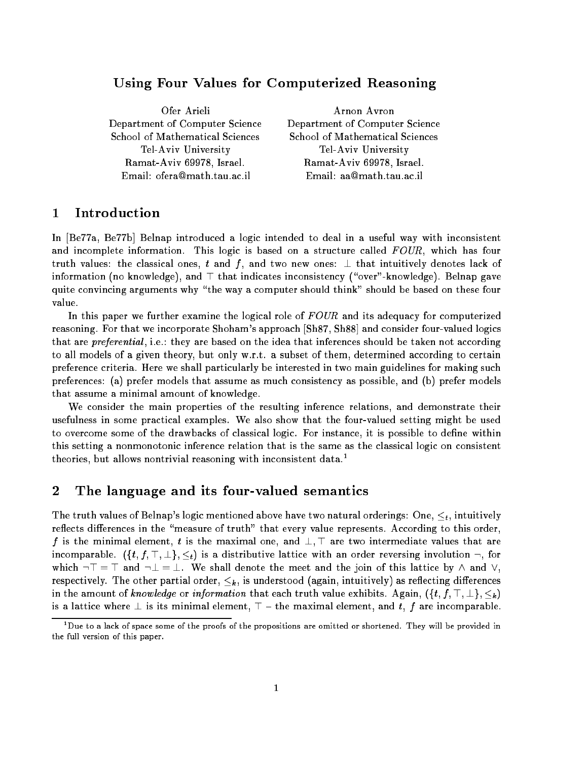# Using Four Values for Computerized Reasoning

Ofer Arieli
Department of Computer Science
School of Mathematical Sciences
Tel-Aviv University
Ramat-Aviv 69978, Israel.
Email: ofera@math.tau.ac.il

Arnon Avron
Department of Computer Science
School of Mathematical Sciences
Tel-Aviv University
Ramat-Aviv 69978, Israel.
Email: aa@math.tau.ac.il

## 1 Introduction

In [Be77a, Be77b] Belnap introduced a logic intended to deal in a useful way with inconsistent and incomplete information. This logic is based on a structure called *FOUR*, which has four truth values: the classical ones, $t$ and $f$, and two new ones: $\bot$ that intuitively denotes lack of information (no knowledge), and $\top$ that indicates inconsistency ("over"-knowledge). Belnap gave quite convincing arguments why "the way a computer should think" should be based on these four value.

In this paper we further examine the logical role of *FOUR* and its adequacy for computerized reasoning. For that we incorporate Shoham's approach [Sh87, Sh88] and consider four-valued logics that are *preferential*, i.e.: they are based on the idea that inferences should be taken not according to all models of a given theory, but only w.r.t. a subset of them, determined according to certain preference criteria. Here we shall particularly be interested in two main guidelines for making such preferences: (a) prefer models that assume as much consistency as possible, and (b) prefer models that assume a minimal amount of knowledge.

We consider the main properties of the resulting inference relations, and demonstrate their usefulness in some practical examples. We also show that the four-valued setting might be used to overcome some of the drawbacks of classical logic. For instance, it is possible to define within this setting a nonmonotonic inference relation that is the same as the classical logic on consistent theories, but allows nontrivial reasoning with inconsistent data.[1]

## 2 The language and its four-valued semantics

The truth values of Belnap's logic mentioned above have two natural orderings: One, $\leq_t$, intuitively reflects differences in the "measure of truth" that every value represents. According to this order, $f$ is the minimal element, $t$ is the maximal one, and $\bot, \top$ are two intermediate values that are incomparable. $(\{t, f, \top, \bot\}, \leq_t)$ is a distributive lattice with an order reversing involution $\neg$, for which $\neg\top = \top$ and $\neg\bot = \bot$. We shall denote the meet and the join of this lattice by $\wedge$ and $\vee$, respectively. The other partial order, $\leq_k$, is understood (again, intuitively) as reflecting differences in the amount of *knowledge* or *information* that each truth value exhibits. Again, $(\{t, f, \top, \bot\}, \leq_k)$ is a lattice where $\bot$ is its minimal element, $\top$ – the maximal element, and $t$, $f$ are incomparable.

[1] Due to a lack of space some of the proofs of the propositions are omitted or shortened. They will be provided in the full version of this paper.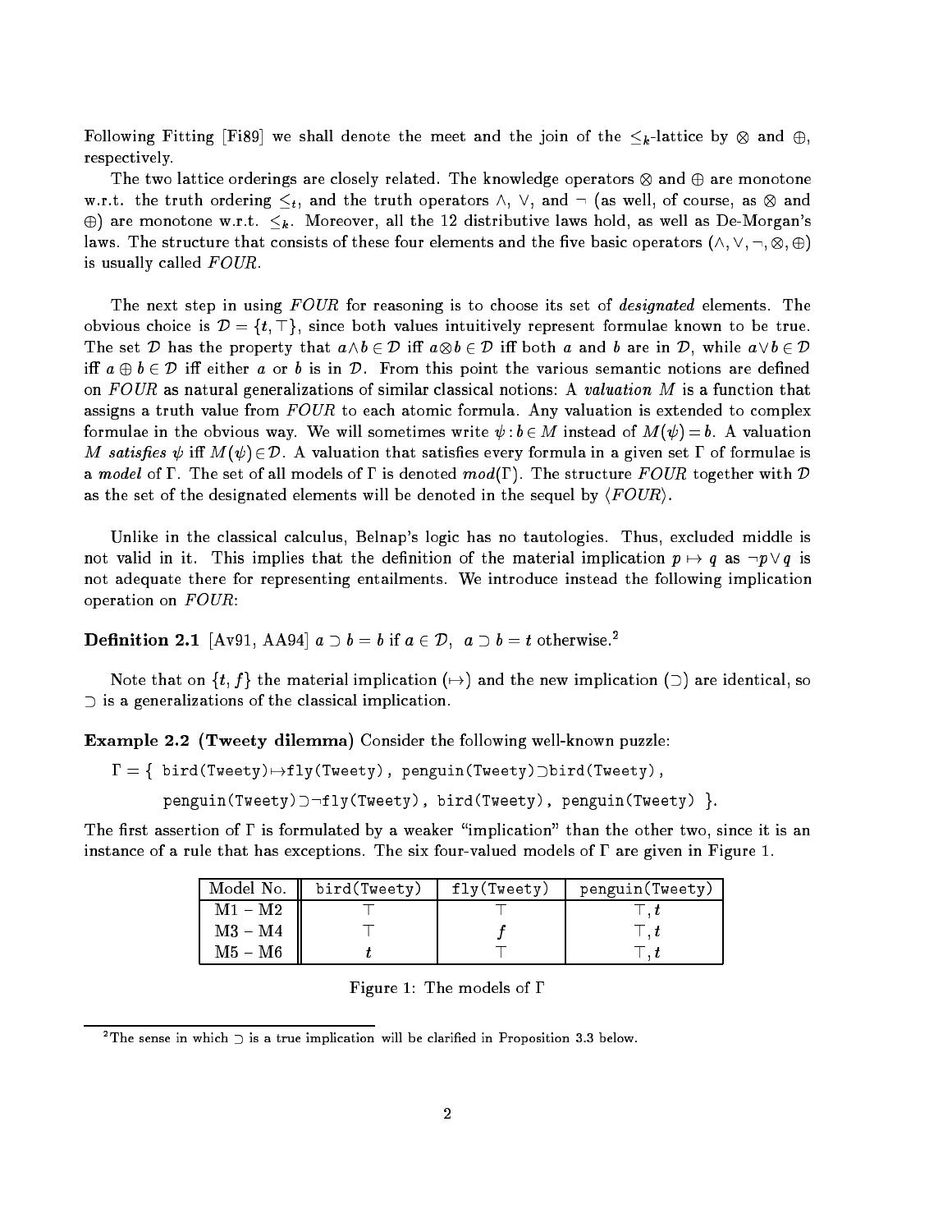Following Fitting [Fi89] we shall denote the meet and the join of the $\leq_k$-lattice by $\otimes$ and $\oplus$, respectively.

The two lattice orderings are closely related. The knowledge operators $\otimes$ and $\oplus$ are monotone w.r.t. the truth ordering $\leq_t$, and the truth operators $\wedge$, $\vee$, and $\neg$ (as well, of course, as $\otimes$ and $\oplus$) are monotone w.r.t. $\leq_k$. Moreover, all the 12 distributive laws hold, as well as De-Morgan's laws. The structure that consists of these four elements and the five basic operators $(\wedge, \vee, \neg, \otimes, \oplus)$ is usually called *FOUR*.

The next step in using *FOUR* for reasoning is to choose its set of *designated* elements. The obvious choice is $\mathcal{D} = \{t, \top\}$, since both values intuitively represent formulae known to be true. The set $\mathcal{D}$ has the property that $a \wedge b \in \mathcal{D}$ iff $a \otimes b \in \mathcal{D}$ iff both $a$ and $b$ are in $\mathcal{D}$, while $a \vee b \in \mathcal{D}$ iff $a \oplus b \in \mathcal{D}$ iff either $a$ or $b$ is in $\mathcal{D}$. From this point the various semantic notions are defined on *FOUR* as natural generalizations of similar classical notions: A *valuation* $M$ is a function that assigns a truth value from *FOUR* to each atomic formula. Any valuation is extended to complex formulae in the obvious way. We will sometimes write $\psi : b \in M$ instead of $M(\psi) = b$. A valuation $M$ *satisfies* $\psi$ iff $M(\psi) \in \mathcal{D}$. A valuation that satisfies every formula in a given set $\Gamma$ of formulae is a *model* of $\Gamma$. The set of all models of $\Gamma$ is denoted $mod(\Gamma)$. The structure *FOUR* together with $\mathcal{D}$ as the set of the designated elements will be denoted in the sequel by $\langle FOUR \rangle$.

Unlike in the classical calculus, Belnap's logic has no tautologies. Thus, excluded middle is not valid in it. This implies that the definition of the material implication $p \mapsto q$ as $\neg p \vee q$ is not adequate there for representing entailments. We introduce instead the following implication operation on *FOUR*:

**Definition 2.1** [Av91, AA94] $a \supset b = b$ if $a \in \mathcal{D}$, $a \supset b = t$ otherwise.[2]

Note that on $\{t, f\}$ the material implication $(\mapsto)$ and the new implication $(\supset)$ are identical, so $\supset$ is a generalizations of the classical implication.

**Example 2.2 (Tweety dilemma)** Consider the following well-known puzzle:

$\Gamma = \{$ `bird(Tweety)`$\mapsto$`fly(Tweety)`, `penguin(Tweety)`$\supset$`bird(Tweety)`,

`penguin(Tweety)`$\supset\neg$`fly(Tweety)`, `bird(Tweety)`, `penguin(Tweety)` $\}$.

The first assertion of $\Gamma$ is formulated by a weaker "implication" than the other two, since it is an instance of a rule that has exceptions. The six four-valued models of $\Gamma$ are given in Figure 1.

| Model No. | `bird(Tweety)` | `fly(Tweety)` | `penguin(Tweety)` |
|---|---|---|---|
| M1 – M2 | $\top$ | $\top$ | $\top, t$ |
| M3 – M4 | $\top$ | $f$ | $\top, t$ |
| M5 – M6 | $t$ | $\top$ | $\top, t$ |

Figure 1: The models of $\Gamma$

[2] The sense in which $\supset$ is a true implication will be clarified in Proposition 3.3 below.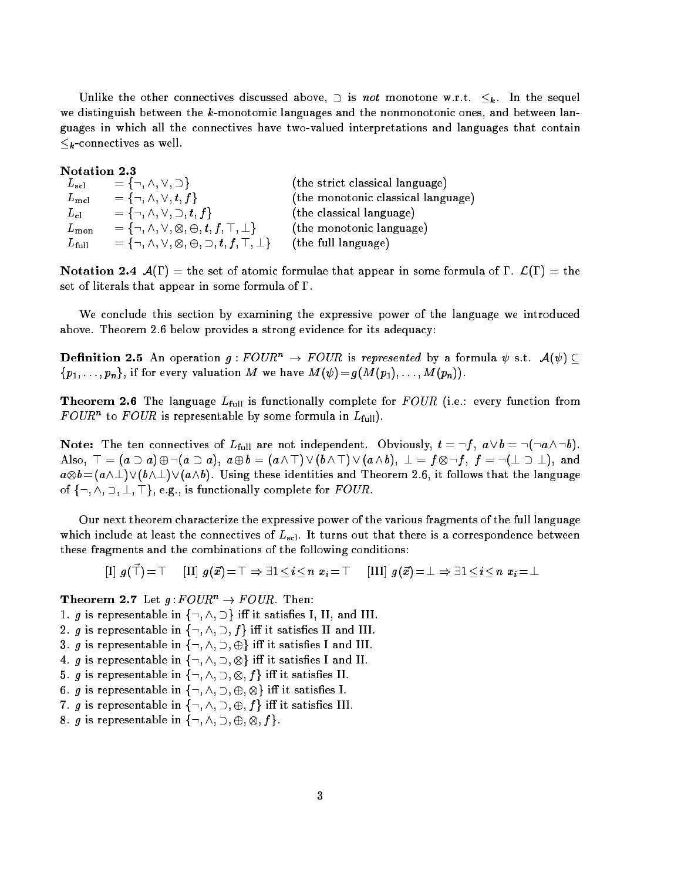Unlike the other connectives discussed above, $\supset$ is *not* monotone w.r.t. $\leq_k$. In the sequel we distinguish between the $k$-monotomic languages and the nonmonotonic ones, and between languages in which all the connectives have two-valued interpretations and languages that contain $\leq_k$-connectives as well.

**Notation 2.3**

| | | |
|---|---|---|
| $L_{\rm scl}$ | $= \{\neg, \wedge, \vee, \supset\}$ | (the strict classical language) |
| $L_{\rm mcl}$ | $= \{\neg, \wedge, \vee, t, f\}$ | (the monotonic classical language) |
| $L_{\rm cl}$ | $= \{\neg, \wedge, \vee, \supset, t, f\}$ | (the classical language) |
| $L_{\rm mon}$ | $= \{\neg, \wedge, \vee, \otimes, \oplus, t, f, \top, \bot\}$ | (the monotonic language) |
| $L_{\rm full}$ | $= \{\neg, \wedge, \vee, \otimes, \oplus, \supset, t, f, \top, \bot\}$ | (the full language) |

**Notation 2.4** $\mathcal{A}(\Gamma)$ = the set of atomic formulae that appear in some formula of $\Gamma$. $\mathcal{L}(\Gamma)$ = the set of literals that appear in some formula of $\Gamma$.

We conclude this section by examining the expressive power of the language we introduced above. Theorem 2.6 below provides a strong evidence for its adequacy:

**Definition 2.5** An operation $g : FOUR^n \to FOUR$ is *represented* by a formula $\psi$ s.t. $\mathcal{A}(\psi) \subseteq \{p_1, \ldots, p_n\}$, if for every valuation $M$ we have $M(\psi) = g(M(p_1), \ldots, M(p_n))$.

**Theorem 2.6** The language $L_{\rm full}$ is functionally complete for $FOUR$ (i.e.: every function from $FOUR^n$ to $FOUR$ is representable by some formula in $L_{\rm full}$).

**Note:** The ten connectives of $L_{\rm full}$ are not independent. Obviously, $t = \neg f$, $a \vee b = \neg(\neg a \wedge \neg b)$. Also, $\top = (a \supset a) \oplus \neg(a \supset a)$, $a \oplus b = (a \wedge \top) \vee (b \wedge \top) \vee (a \wedge b)$, $\bot = f \otimes \neg f$, $f = \neg(\bot \supset \bot)$, and $a \otimes b = (a \wedge \bot) \vee (b \wedge \bot) \vee (a \wedge b)$. Using these identities and Theorem 2.6, it follows that the language of $\{\neg, \wedge, \supset, \bot, \top\}$, e.g., is functionally complete for $FOUR$.

Our next theorem characterize the expressive power of the various fragments of the full language which include at least the connectives of $L_{\rm scl}$. It turns out that there is a correspondence between these fragments and the combinations of the following conditions:

$$[\text{I}]\ g(\vec{\top}) = \top \qquad [\text{II}]\ g(\vec{x}) = \top \Rightarrow \exists 1 \leq i \leq n\ x_i = \top \qquad [\text{III}]\ g(\vec{x}) = \bot \Rightarrow \exists 1 \leq i \leq n\ x_i = \bot$$

**Theorem 2.7** Let $g : FOUR^n \to FOUR$. Then:

1. $g$ is representable in $\{\neg, \wedge, \supset\}$ iff it satisfies I, II, and III.
2. $g$ is representable in $\{\neg, \wedge, \supset, f\}$ iff it satisfies II and III.
3. $g$ is representable in $\{\neg, \wedge, \supset, \oplus\}$ iff it satisfies I and III.
4. $g$ is representable in $\{\neg, \wedge, \supset, \otimes\}$ iff it satisfies I and II.
5. $g$ is representable in $\{\neg, \wedge, \supset, \otimes, f\}$ iff it satisfies II.
6. $g$ is representable in $\{\neg, \wedge, \supset, \oplus, \otimes\}$ iff it satisfies I.
7. $g$ is representable in $\{\neg, \wedge, \supset, \oplus, f\}$ iff it satisfies III.
8. $g$ is representable in $\{\neg, \wedge, \supset, \oplus, \otimes, f\}$.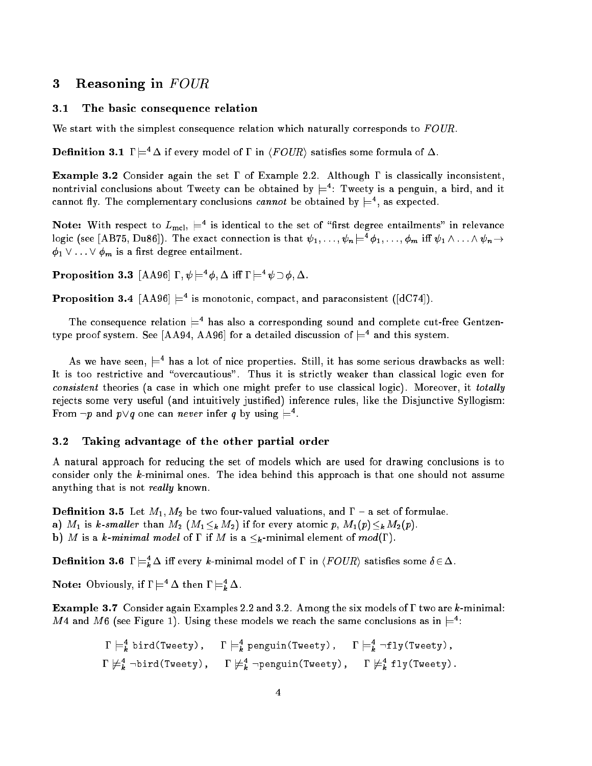## 3 Reasoning in *FOUR*

### 3.1 The basic consequence relation

We start with the simplest consequence relation which naturally corresponds to *FOUR*.

**Definition 3.1** $\Gamma \models^4 \Delta$ if every model of $\Gamma$ in $\langle FOUR \rangle$ satisfies some formula of $\Delta$.

**Example 3.2** Consider again the set $\Gamma$ of Example 2.2. Although $\Gamma$ is classically inconsistent, nontrivial conclusions about Tweety can be obtained by $\models^4$: Tweety is a penguin, a bird, and it cannot fly. The complementary conclusions *cannot* be obtained by $\models^4$, as expected.

**Note:** With respect to $L_{\text{mcl}}$, $\models^4$ is identical to the set of "first degree entailments" in relevance logic (see [AB75, Du86]). The exact connection is that $\psi_1, \ldots, \psi_n \models^4 \phi_1, \ldots, \phi_m$ iff $\psi_1 \wedge \ldots \wedge \psi_n \rightarrow \phi_1 \vee \ldots \vee \phi_m$ is a first degree entailment.

**Proposition 3.3** [AA96] $\Gamma, \psi \models^4 \phi, \Delta$ iff $\Gamma \models^4 \psi \supset \phi, \Delta$.

**Proposition 3.4** [AA96] $\models^4$ is monotonic, compact, and paraconsistent ([dC74]).

The consequence relation $\models^4$ has also a corresponding sound and complete cut-free Gentzen-type proof system. See [AA94, AA96] for a detailed discussion of $\models^4$ and this system.

As we have seen, $\models^4$ has a lot of nice properties. Still, it has some serious drawbacks as well: It is too restrictive and "overcautious". Thus it is strictly weaker than classical logic even for *consistent* theories (a case in which one might prefer to use classical logic). Moreover, it *totally* rejects some very useful (and intuitively justified) inference rules, like the Disjunctive Syllogism: From $\neg p$ and $p \vee q$ one can *never* infer $q$ by using $\models^4$.

### 3.2 Taking advantage of the other partial order

A natural approach for reducing the set of models which are used for drawing conclusions is to consider only the $k$-minimal ones. The idea behind this approach is that one should not assume anything that is not *really* known.

**Definition 3.5** Let $M_1, M_2$ be two four-valued valuations, and $\Gamma$ – a set of formulae.
**a)** $M_1$ is *k-smaller* than $M_2$ ($M_1 \leq_k M_2$) if for every atomic $p$, $M_1(p) \leq_k M_2(p)$.
**b)** $M$ is a *k-minimal model* of $\Gamma$ if $M$ is a $\leq_k$-minimal element of $mod(\Gamma)$.

**Definition 3.6** $\Gamma \models^4_k \Delta$ iff every $k$-minimal model of $\Gamma$ in $\langle FOUR \rangle$ satisfies some $\delta \in \Delta$.

**Note:** Obviously, if $\Gamma \models^4 \Delta$ then $\Gamma \models^4_k \Delta$.

**Example 3.7** Consider again Examples 2.2 and 3.2. Among the six models of $\Gamma$ two are $k$-minimal: $M4$ and $M6$ (see Figure 1). Using these models we reach the same conclusions as in $\models^4$:

$$\Gamma \models^4_k \texttt{bird(Tweety)}, \quad \Gamma \models^4_k \texttt{penguin(Tweety)}, \quad \Gamma \models^4_k \neg\texttt{fly(Tweety)},$$
$$\Gamma \not\models^4_k \neg\texttt{bird(Tweety)}, \quad \Gamma \not\models^4_k \neg\texttt{penguin(Tweety)}, \quad \Gamma \not\models^4_k \texttt{fly(Tweety)}.$$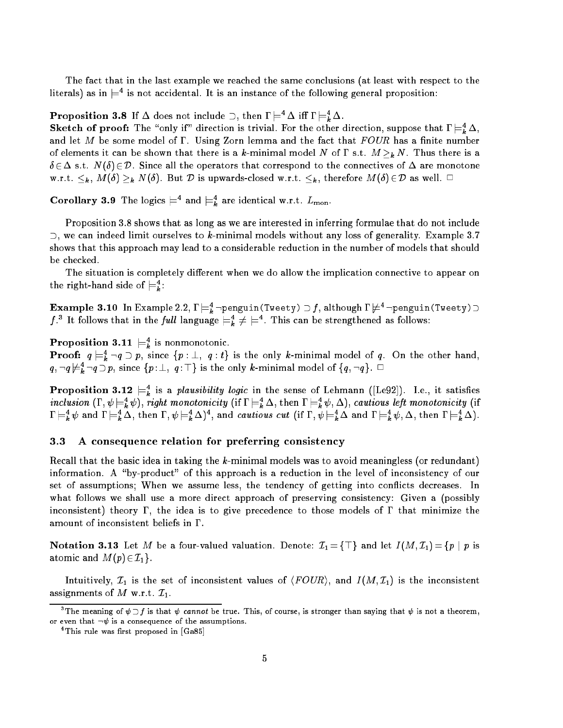The fact that in the last example we reached the same conclusions (at least with respect to the literals) as in $\models^4$ is not accidental. It is an instance of the following general proposition:

**Proposition 3.8** If $\Delta$ does not include $\supset$, then $\Gamma \models^4 \Delta$ iff $\Gamma \models^4_k \Delta$.

**Sketch of proof:** The "only if" direction is trivial. For the other direction, suppose that $\Gamma \models^4_k \Delta$, and let $M$ be some model of $\Gamma$. Using Zorn lemma and the fact that *FOUR* has a finite number of elements it can be shown that there is a $k$-minimal model $N$ of $\Gamma$ s.t. $M \geq_k N$. Thus there is a $\delta \in \Delta$ s.t. $N(\delta) \in \mathcal{D}$. Since all the operators that correspond to the connectives of $\Delta$ are monotone w.r.t. $\leq_k$, $M(\delta) \geq_k N(\delta)$. But $\mathcal{D}$ is upwards-closed w.r.t. $\leq_k$, therefore $M(\delta) \in \mathcal{D}$ as well. $\Box$

**Corollary 3.9** The logics $\models^4$ and $\models^4_k$ are identical w.r.t. $L_{\rm mon}$.

Proposition 3.8 shows that as long as we are interested in inferring formulae that do not include $\supset$, we can indeed limit ourselves to $k$-minimal models without any loss of generality. Example 3.7 shows that this approach may lead to a considerable reduction in the number of models that should be checked.

The situation is completely different when we do allow the implication connective to appear on the right-hand side of $\models^4_k$:

**Example 3.10** In Example 2.2, $\Gamma \models^4_k \neg$penguin(Tweety) $\supset f$, although $\Gamma \not\models^4 \neg$penguin(Tweety) $\supset f$.[3] It follows that in the *full* language $\models^4_k \neq \models^4$. This can be strengthened as follows:

**Proposition 3.11** $\models^4_k$ is nonmonotonic.

**Proof:** $q \models^4_k \neg q \supset p$, since $\{p : \bot,\ q : t\}$ is the only $k$-minimal model of $q$. On the other hand, $q, \neg q \not\models^4_k \neg q \supset p$, since $\{p : \bot,\ q : \top\}$ is the only $k$-minimal model of $\{q, \neg q\}$. $\Box$

**Proposition 3.12** $\models^4_k$ is a *plausibility logic* in the sense of Lehmann ([Le92]). I.e., it satisfies *inclusion* ($\Gamma, \psi \models^4_k \psi$), *right monotonicity* (if $\Gamma \models^4_k \Delta$, then $\Gamma \models^4_k \psi, \Delta$), *cautious left monotonicity* (if $\Gamma \models^4_k \psi$ and $\Gamma \models^4_k \Delta$, then $\Gamma, \psi \models^4_k \Delta$)[4], and *cautious cut* (if $\Gamma, \psi \models^4_k \Delta$ and $\Gamma \models^4_k \psi, \Delta$, then $\Gamma \models^4_k \Delta$).

### 3.3 A consequence relation for preferring consistency

Recall that the basic idea in taking the $k$-minimal models was to avoid meaningless (or redundant) information. A "by-product" of this approach is a reduction in the level of inconsistency of our set of assumptions; When we assume less, the tendency of getting into conflicts decreases. In what follows we shall use a more direct approach of preserving consistency: Given a (possibly inconsistent) theory $\Gamma$, the idea is to give precedence to those models of $\Gamma$ that minimize the amount of inconsistent beliefs in $\Gamma$.

**Notation 3.13** Let $M$ be a four-valued valuation. Denote: $\mathcal{I}_1 = \{\top\}$ and let $I(M, \mathcal{I}_1) = \{p \mid p$ is atomic and $M(p) \in \mathcal{I}_1\}$.

Intuitively, $\mathcal{I}_1$ is the set of inconsistent values of $\langle FOUR \rangle$, and $I(M, \mathcal{I}_1)$ is the inconsistent assignments of $M$ w.r.t. $\mathcal{I}_1$.

---

[3] The meaning of $\psi \supset f$ is that $\psi$ *cannot* be true. This, of course, is stronger than saying that $\psi$ is not a theorem, or even that $\neg\psi$ is a consequence of the assumptions.

[4] This rule was first proposed in [Ga85]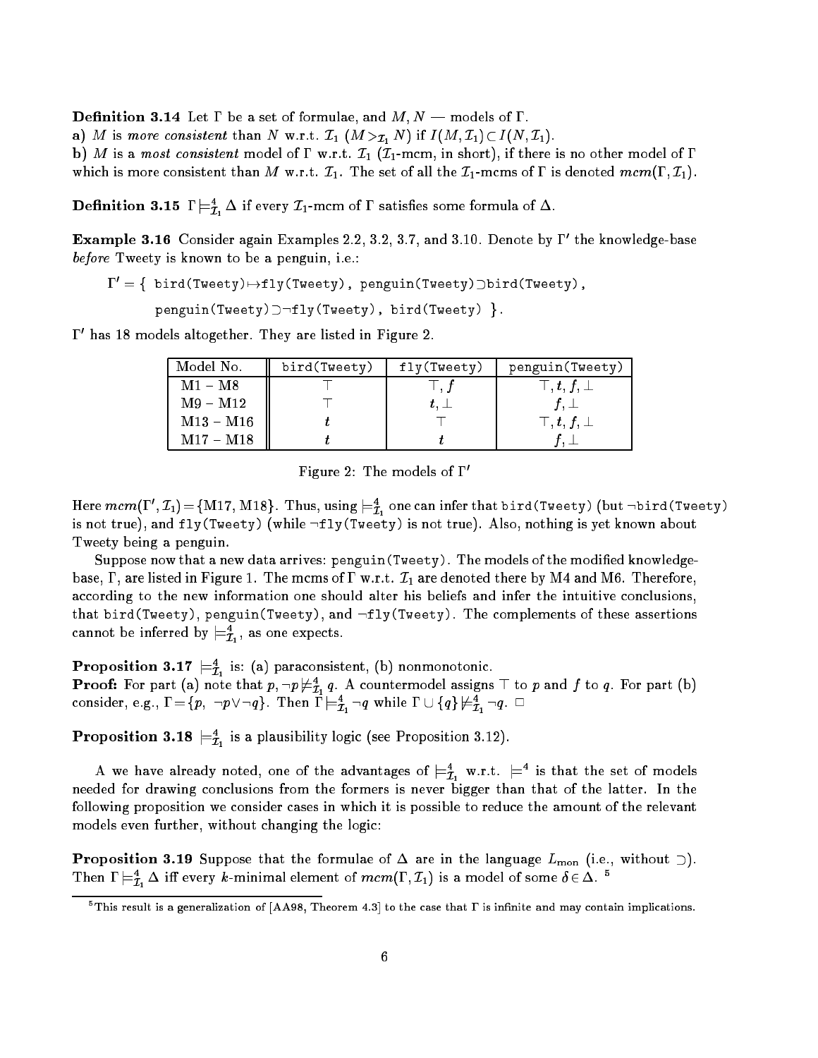**Definition 3.14** Let $\Gamma$ be a set of formulae, and $M, N$ — models of $\Gamma$.

a) $M$ is *more consistent* than $N$ w.r.t. $\mathcal{I}_1$ ($M >_{\mathcal{I}_1} N$) if $I(M, \mathcal{I}_1) \subset I(N, \mathcal{I}_1)$.

b) $M$ is a *most consistent* model of $\Gamma$ w.r.t. $\mathcal{I}_1$ ($\mathcal{I}_1$-mcm, in short), if there is no other model of $\Gamma$ which is more consistent than $M$ w.r.t. $\mathcal{I}_1$. The set of all the $\mathcal{I}_1$-mcms of $\Gamma$ is denoted $mcm(\Gamma, \mathcal{I}_1)$.

**Definition 3.15** $\Gamma \models^4_{\mathcal{I}_1} \Delta$ if every $\mathcal{I}_1$-mcm of $\Gamma$ satisfies some formula of $\Delta$.

**Example 3.16** Consider again Examples 2.2, 3.2, 3.7, and 3.10. Denote by $\Gamma'$ the knowledge-base *before* Tweety is known to be a penguin, i.e.:

$\Gamma' = \{$ bird(Tweety)$\mapsto$fly(Tweety), penguin(Tweety)$\supset$bird(Tweety),

penguin(Tweety)$\supset\neg$fly(Tweety), bird(Tweety) $\}$.

$\Gamma'$ has 18 models altogether. They are listed in Figure 2.

| Model No. | bird(Tweety) | fly(Tweety) | penguin(Tweety) |
|---|---|---|---|
| M1 – M8 | $\top$ | $\top, f$ | $\top, t, f, \bot$ |
| M9 – M12 | $\top$ | $t, \bot$ | $f, \bot$ |
| M13 – M16 | $t$ | $\top$ | $\top, t, f, \bot$ |
| M17 – M18 | $t$ | $t$ | $f, \bot$ |

Figure 2: The models of $\Gamma'$

Here $mcm(\Gamma', \mathcal{I}_1) = \{$M17, M18$\}$. Thus, using $\models^4_{\mathcal{I}_1}$ one can infer that bird(Tweety) (but $\neg$bird(Tweety) is not true), and fly(Tweety) (while $\neg$fly(Tweety) is not true). Also, nothing is yet known about Tweety being a penguin.

Suppose now that a new data arrives: penguin(Tweety). The models of the modified knowledge-base, $\Gamma$, are listed in Figure 1. The mcms of $\Gamma$ w.r.t. $\mathcal{I}_1$ are denoted there by M4 and M6. Therefore, according to the new information one should alter his beliefs and infer the intuitive conclusions, that bird(Tweety), penguin(Tweety), and $\neg$fly(Tweety). The complements of these assertions cannot be inferred by $\models^4_{\mathcal{I}_1}$, as one expects.

**Proposition 3.17** $\models^4_{\mathcal{I}_1}$ is: (a) paraconsistent, (b) nonmonotonic.

**Proof:** For part (a) note that $p, \neg p \not\models^4_{\mathcal{I}_1} q$. A countermodel assigns $\top$ to $p$ and $f$ to $q$. For part (b) consider, e.g., $\Gamma = \{p,\ \neg p \vee \neg q\}$. Then $\Gamma \models^4_{\mathcal{I}_1} \neg q$ while $\Gamma \cup \{q\} \not\models^4_{\mathcal{I}_1} \neg q$. $\Box$

**Proposition 3.18** $\models^4_{\mathcal{I}_1}$ is a plausibility logic (see Proposition 3.12).

A we have already noted, one of the advantages of $\models^4_{\mathcal{I}_1}$ w.r.t. $\models^4$ is that the set of models needed for drawing conclusions from the formers is never bigger than that of the latter. In the following proposition we consider cases in which it is possible to reduce the amount of the relevant models even further, without changing the logic:

**Proposition 3.19** Suppose that the formulae of $\Delta$ are in the language $L_{\rm mon}$ (i.e., without $\supset$). Then $\Gamma \models^4_{\mathcal{I}_1} \Delta$ iff every $k$-minimal element of $mcm(\Gamma, \mathcal{I}_1)$ is a model of some $\delta \in \Delta$. [5]

[5] This result is a generalization of [AA98, Theorem 4.3] to the case that $\Gamma$ is infinite and may contain implications.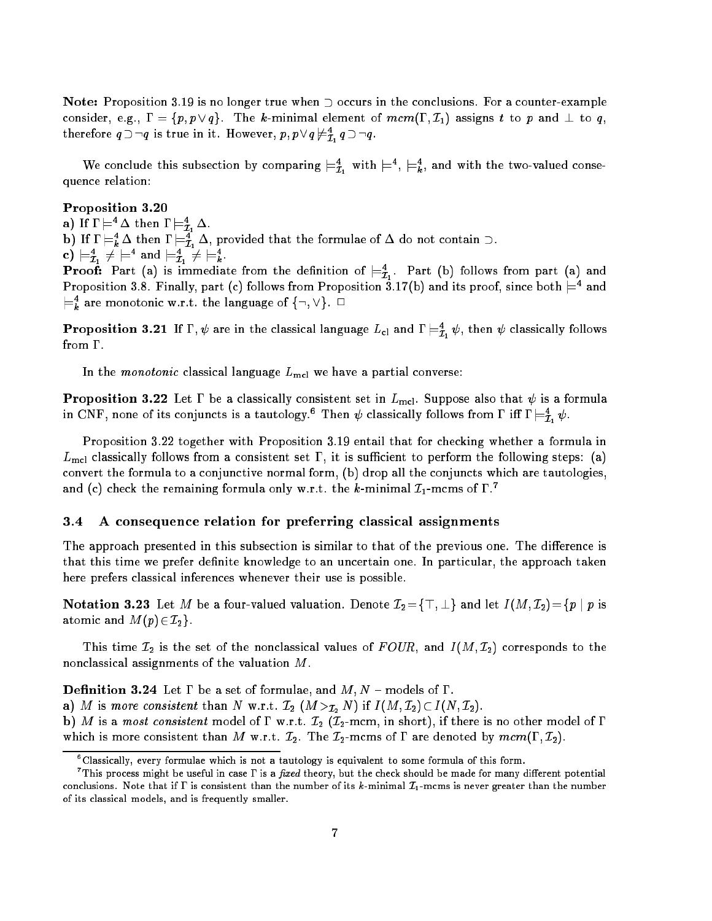**Note:** Proposition 3.19 is no longer true when $\supset$ occurs in the conclusions. For a counter-example consider, e.g., $\Gamma = \{p, p \vee q\}$. The $k$-minimal element of $mcm(\Gamma, \mathcal{I}_1)$ assigns $t$ to $p$ and $\perp$ to $q$, therefore $q \supset \neg q$ is true in it. However, $p, p \vee q \not\models^4_{\mathcal{I}_1} q \supset \neg q$.

We conclude this subsection by comparing $\models^4_{\mathcal{I}_1}$ with $\models^4$, $\models^4_k$, and with the two-valued consequence relation:

**Proposition 3.20**
**a)** If $\Gamma \models^4 \Delta$ then $\Gamma \models^4_{\mathcal{I}_1} \Delta$.
**b)** If $\Gamma \models^4_k \Delta$ then $\Gamma \models^4_{\mathcal{I}_1} \Delta$, provided that the formulae of $\Delta$ do not contain $\supset$.
**c)** $\models^4_{\mathcal{I}_1} \neq \models^4$ and $\models^4_{\mathcal{I}_1} \neq \models^4_k$.
**Proof:** Part (a) is immediate from the definition of $\models^4_{\mathcal{I}_1}$. Part (b) follows from part (a) and Proposition 3.8. Finally, part (c) follows from Proposition 3.17(b) and its proof, since both $\models^4$ and $\models^4_k$ are monotonic w.r.t. the language of $\{\neg, \vee\}$. $\Box$

**Proposition 3.21** If $\Gamma, \psi$ are in the classical language $L_{\rm cl}$ and $\Gamma \models^4_{\mathcal{I}_1} \psi$, then $\psi$ classically follows from $\Gamma$.

In the *monotonic* classical language $L_{\rm mcl}$ we have a partial converse:

**Proposition 3.22** Let $\Gamma$ be a classically consistent set in $L_{\rm mcl}$. Suppose also that $\psi$ is a formula in CNF, none of its conjuncts is a tautology.[6] Then $\psi$ classically follows from $\Gamma$ iff $\Gamma \models^4_{\mathcal{I}_1} \psi$.

Proposition 3.22 together with Proposition 3.19 entail that for checking whether a formula in $L_{\rm mcl}$ classically follows from a consistent set $\Gamma$, it is sufficient to perform the following steps: (a) convert the formula to a conjunctive normal form, (b) drop all the conjuncts which are tautologies, and (c) check the remaining formula only w.r.t. the $k$-minimal $\mathcal{I}_1$-mcms of $\Gamma$.[7]

### 3.4 A consequence relation for preferring classical assignments

The approach presented in this subsection is similar to that of the previous one. The difference is that this time we prefer definite knowledge to an uncertain one. In particular, the approach taken here prefers classical inferences whenever their use is possible.

**Notation 3.23** Let $M$ be a four-valued valuation. Denote $\mathcal{I}_2 = \{\top, \perp\}$ and let $I(M, \mathcal{I}_2) = \{p \mid p$ is atomic and $M(p) \in \mathcal{I}_2\}$.

This time $\mathcal{I}_2$ is the set of the nonclassical values of $FOUR$, and $I(M, \mathcal{I}_2)$ corresponds to the nonclassical assignments of the valuation $M$.

**Definition 3.24** Let $\Gamma$ be a set of formulae, and $M, N$ – models of $\Gamma$.
**a)** $M$ is *more consistent* than $N$ w.r.t. $\mathcal{I}_2$ ($M >_{\mathcal{I}_2} N$) if $I(M, \mathcal{I}_2) \subset I(N, \mathcal{I}_2)$.
**b)** $M$ is a *most consistent* model of $\Gamma$ w.r.t. $\mathcal{I}_2$ ($\mathcal{I}_2$-mcm, in short), if there is no other model of $\Gamma$ which is more consistent than $M$ w.r.t. $\mathcal{I}_2$. The $\mathcal{I}_2$-mcms of $\Gamma$ are denoted by $mcm(\Gamma, \mathcal{I}_2)$.

---

[6] Classically, every formulae which is not a tautology is equivalent to some formula of this form.

[7] This process might be useful in case $\Gamma$ is a *fixed* theory, but the check should be made for many different potential conclusions. Note that if $\Gamma$ is consistent than the number of its $k$-minimal $\mathcal{I}_1$-mcms is never greater than the number of its classical models, and is frequently smaller.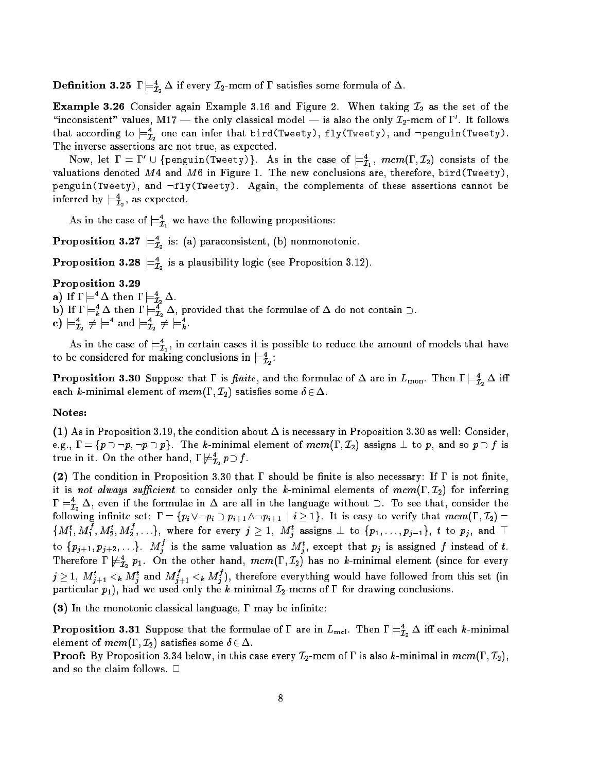**Definition 3.25** $\Gamma \models^4_{\mathcal{I}_2} \Delta$ if every $\mathcal{I}_2$-mcm of $\Gamma$ satisfies some formula of $\Delta$.

**Example 3.26** Consider again Example 3.16 and Figure 2. When taking $\mathcal{I}_2$ as the set of the "inconsistent" values, M17 — the only classical model — is also the only $\mathcal{I}_2$-mcm of $\Gamma'$. It follows that according to $\models^4_{\mathcal{I}_2}$ one can infer that `bird(Tweety)`, `fly(Tweety)`, and $\neg$`penguin(Tweety)`. The inverse assertions are not true, as expected.

Now, let $\Gamma = \Gamma' \cup \{$`penguin(Tweety)`$\}$. As in the case of $\models^4_{\mathcal{I}_1}$, $mcm(\Gamma, \mathcal{I}_2)$ consists of the valuations denoted $M4$ and $M6$ in Figure 1. The new conclusions are, therefore, `bird(Tweety)`, `penguin(Tweety)`, and $\neg$`fly(Tweety)`. Again, the complements of these assertions cannot be inferred by $\models^4_{\mathcal{I}_2}$, as expected.

As in the case of $\models^4_{\mathcal{I}_1}$ we have the following propositions:

**Proposition 3.27** $\models^4_{\mathcal{I}_2}$ is: (a) paraconsistent, (b) nonmonotonic.

**Proposition 3.28** $\models^4_{\mathcal{I}_2}$ is a plausibility logic (see Proposition 3.12).

**Proposition 3.29**
**a)** If $\Gamma \models^4 \Delta$ then $\Gamma \models^4_{\mathcal{I}_2} \Delta$.
**b)** If $\Gamma \models^4_k \Delta$ then $\Gamma \models^4_{\mathcal{I}_2} \Delta$, provided that the formulae of $\Delta$ do not contain $\supset$.
**c)** $\models^4_{\mathcal{I}_2} \neq \models^4$ and $\models^4_{\mathcal{I}_2} \neq \models^4_k$.

As in the case of $\models^4_{\mathcal{I}_1}$, in certain cases it is possible to reduce the amount of models that have to be considered for making conclusions in $\models^4_{\mathcal{I}_2}$:

**Proposition 3.30** Suppose that $\Gamma$ is *finite*, and the formulae of $\Delta$ are in $L_{\text{mon}}$. Then $\Gamma \models^4_{\mathcal{I}_2} \Delta$ iff each $k$-minimal element of $mcm(\Gamma, \mathcal{I}_2)$ satisfies some $\delta \in \Delta$.

**Notes:**

**(1)** As in Proposition 3.19, the condition about $\Delta$ is necessary in Proposition 3.30 as well: Consider, e.g., $\Gamma = \{p \supset \neg p, \neg p \supset p\}$. The $k$-minimal element of $mcm(\Gamma, \mathcal{I}_2)$ assigns $\bot$ to $p$, and so $p \supset f$ is true in it. On the other hand, $\Gamma \not\models^4_{\mathcal{I}_2} p \supset f$.

**(2)** The condition in Proposition 3.30 that $\Gamma$ should be finite is also necessary: If $\Gamma$ is not finite, it is *not always sufficient* to consider only the $k$-minimal elements of $mcm(\Gamma, \mathcal{I}_2)$ for inferring $\Gamma \models^4_{\mathcal{I}_2} \Delta$, even if the formulae in $\Delta$ are all in the language without $\supset$. To see that, consider the following infinite set: $\Gamma = \{p_i \vee \neg p_i \supset p_{i+1} \wedge \neg p_{i+1} \mid i \geq 1\}$. It is easy to verify that $mcm(\Gamma, \mathcal{I}_2) = \{M^t_1, M^f_1, M^t_2, M^f_2, \ldots\}$, where for every $j \geq 1$, $M^t_j$ assigns $\bot$ to $\{p_1, \ldots, p_{j-1}\}$, $t$ to $p_j$, and $\top$ to $\{p_{j+1}, p_{j+2}, \ldots\}$. $M^f_j$ is the same valuation as $M^t_j$, except that $p_j$ is assigned $f$ instead of $t$. Therefore $\Gamma \not\models^4_{\mathcal{I}_2} p_1$. On the other hand, $mcm(\Gamma, \mathcal{I}_2)$ has no $k$-minimal element (since for every $j \geq 1$, $M^t_{j+1} <_k M^t_j$ and $M^f_{j+1} <_k M^f_j$), therefore everything would have followed from this set (in particular $p_1$), had we used only the $k$-minimal $\mathcal{I}_2$-mcms of $\Gamma$ for drawing conclusions.

**(3)** In the monotonic classical language, $\Gamma$ may be infinite:

**Proposition 3.31** Suppose that the formulae of $\Gamma$ are in $L_{\text{mcl}}$. Then $\Gamma \models^4_{\mathcal{I}_2} \Delta$ iff each $k$-minimal element of $mcm(\Gamma, \mathcal{I}_2)$ satisfies some $\delta \in \Delta$.

**Proof:** By Proposition 3.34 below, in this case every $\mathcal{I}_2$-mcm of $\Gamma$ is also $k$-minimal in $mcm(\Gamma, \mathcal{I}_2)$, and so the claim follows. $\Box$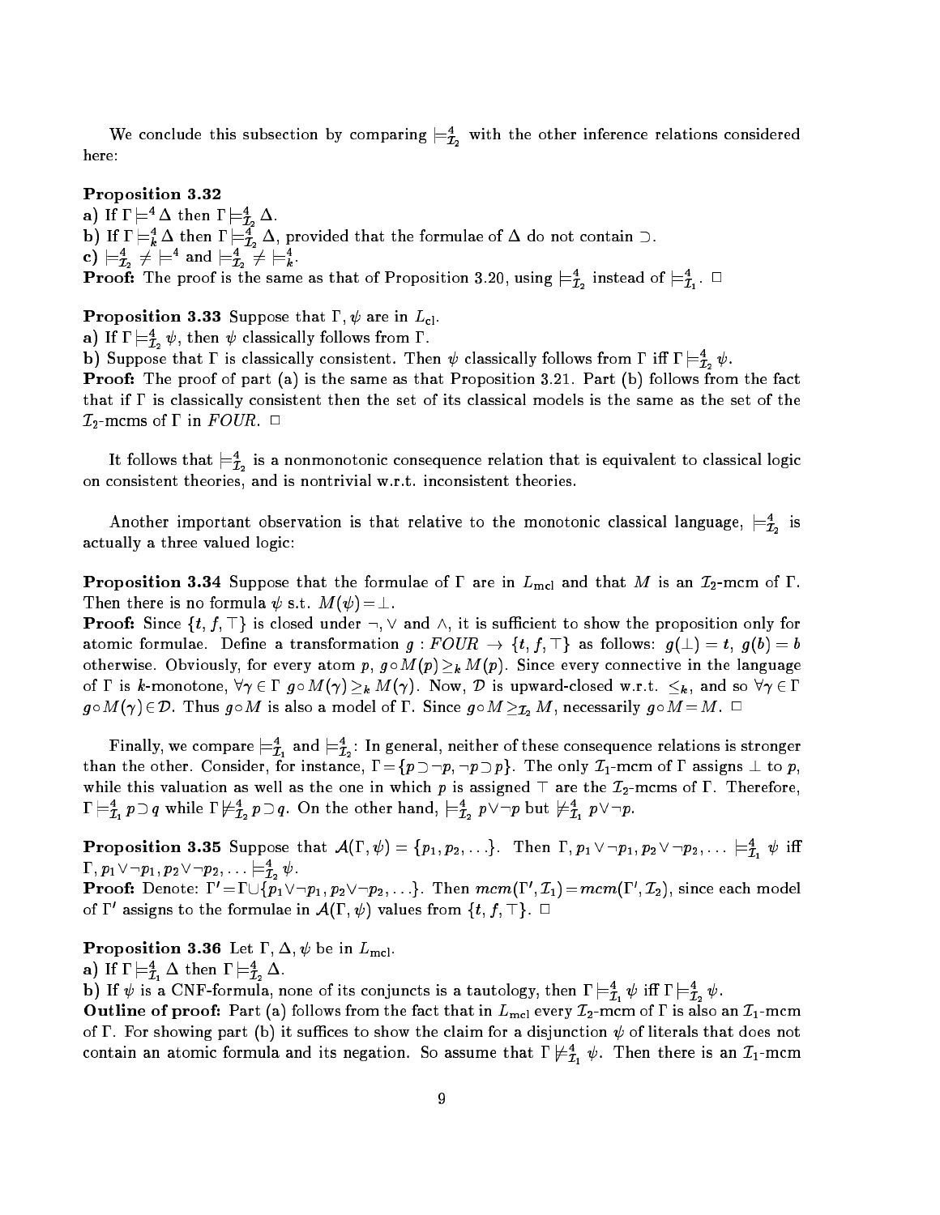We conclude this subsection by comparing $\models^4_{\mathcal{I}_2}$ with the other inference relations considered here:

**Proposition 3.32**
**a)** If $\Gamma \models^4 \Delta$ then $\Gamma \models^4_{\mathcal{I}_2} \Delta$.
**b)** If $\Gamma \models^4_k \Delta$ then $\Gamma \models^4_{\mathcal{I}_2} \Delta$, provided that the formulae of $\Delta$ do not contain $\supset$.
**c)** $\models^4_{\mathcal{I}_2} \neq \models^4$ and $\models^4_{\mathcal{I}_2} \neq \models^4_k$.
**Proof:** The proof is the same as that of Proposition 3.20, using $\models^4_{\mathcal{I}_2}$ instead of $\models^4_{\mathcal{I}_1}$. $\Box$

**Proposition 3.33** Suppose that $\Gamma, \psi$ are in $L_{\text{cl}}$.
**a)** If $\Gamma \models^4_{\mathcal{I}_2} \psi$, then $\psi$ classically follows from $\Gamma$.
**b)** Suppose that $\Gamma$ is classically consistent. Then $\psi$ classically follows from $\Gamma$ iff $\Gamma \models^4_{\mathcal{I}_2} \psi$.
**Proof:** The proof of part (a) is the same as that Proposition 3.21. Part (b) follows from the fact that if $\Gamma$ is classically consistent then the set of its classical models is the same as the set of the $\mathcal{I}_2$-mcms of $\Gamma$ in *FOUR*. $\Box$

It follows that $\models^4_{\mathcal{I}_2}$ is a nonmonotonic consequence relation that is equivalent to classical logic on consistent theories, and is nontrivial w.r.t. inconsistent theories.

Another important observation is that relative to the monotonic classical language, $\models^4_{\mathcal{I}_2}$ is actually a three valued logic:

**Proposition 3.34** Suppose that the formulae of $\Gamma$ are in $L_{\text{mcl}}$ and that $M$ is an $\mathcal{I}_2$-mcm of $\Gamma$. Then there is no formula $\psi$ s.t. $M(\psi) = \bot$.
**Proof:** Since $\{t, f, \top\}$ is closed under $\neg$, $\vee$ and $\wedge$, it is sufficient to show the proposition only for atomic formulae. Define a transformation $g : FOUR \to \{t, f, \top\}$ as follows: $g(\bot) = t$, $g(b) = b$ otherwise. Obviously, for every atom $p$, $g \circ M(p) \geq_k M(p)$. Since every connective in the language of $\Gamma$ is $k$-monotone, $\forall \gamma \in \Gamma$ $g \circ M(\gamma) \geq_k M(\gamma)$. Now, $\mathcal{D}$ is upward-closed w.r.t. $\leq_k$, and so $\forall \gamma \in \Gamma$ $g \circ M(\gamma) \in \mathcal{D}$. Thus $g \circ M$ is also a model of $\Gamma$. Since $g \circ M \geq_{\mathcal{I}_2} M$, necessarily $g \circ M = M$. $\Box$

Finally, we compare $\models^4_{\mathcal{I}_1}$ and $\models^4_{\mathcal{I}_2}$: In general, neither of these consequence relations is stronger than the other. Consider, for instance, $\Gamma = \{p \supset \neg p, \neg p \supset p\}$. The only $\mathcal{I}_1$-mcm of $\Gamma$ assigns $\bot$ to $p$, while this valuation as well as the one in which $p$ is assigned $\top$ are the $\mathcal{I}_2$-mcms of $\Gamma$. Therefore, $\Gamma \models^4_{\mathcal{I}_1} p \supset q$ while $\Gamma \not\models^4_{\mathcal{I}_2} p \supset q$. On the other hand, $\models^4_{\mathcal{I}_2} p \vee \neg p$ but $\not\models^4_{\mathcal{I}_1} p \vee \neg p$.

**Proposition 3.35** Suppose that $\mathcal{A}(\Gamma, \psi) = \{p_1, p_2, \ldots\}$. Then $\Gamma, p_1 \vee \neg p_1, p_2 \vee \neg p_2, \ldots \models^4_{\mathcal{I}_1} \psi$ iff $\Gamma, p_1 \vee \neg p_1, p_2 \vee \neg p_2, \ldots \models^4_{\mathcal{I}_2} \psi$.
**Proof:** Denote: $\Gamma' = \Gamma \cup \{p_1 \vee \neg p_1, p_2 \vee \neg p_2, \ldots\}$. Then $mcm(\Gamma', \mathcal{I}_1) = mcm(\Gamma', \mathcal{I}_2)$, since each model of $\Gamma'$ assigns to the formulae in $\mathcal{A}(\Gamma, \psi)$ values from $\{t, f, \top\}$. $\Box$

**Proposition 3.36** Let $\Gamma, \Delta, \psi$ be in $L_{\text{mcl}}$.
**a)** If $\Gamma \models^4_{\mathcal{I}_1} \Delta$ then $\Gamma \models^4_{\mathcal{I}_2} \Delta$.
**b)** If $\psi$ is a CNF-formula, none of its conjuncts is a tautology, then $\Gamma \models^4_{\mathcal{I}_1} \psi$ iff $\Gamma \models^4_{\mathcal{I}_2} \psi$.
**Outline of proof:** Part (a) follows from the fact that in $L_{\text{mcl}}$ every $\mathcal{I}_2$-mcm of $\Gamma$ is also an $\mathcal{I}_1$-mcm of $\Gamma$. For showing part (b) it suffices to show the claim for a disjunction $\psi$ of literals that does not contain an atomic formula and its negation. So assume that $\Gamma \not\models^4_{\mathcal{I}_1} \psi$. Then there is an $\mathcal{I}_1$-mcm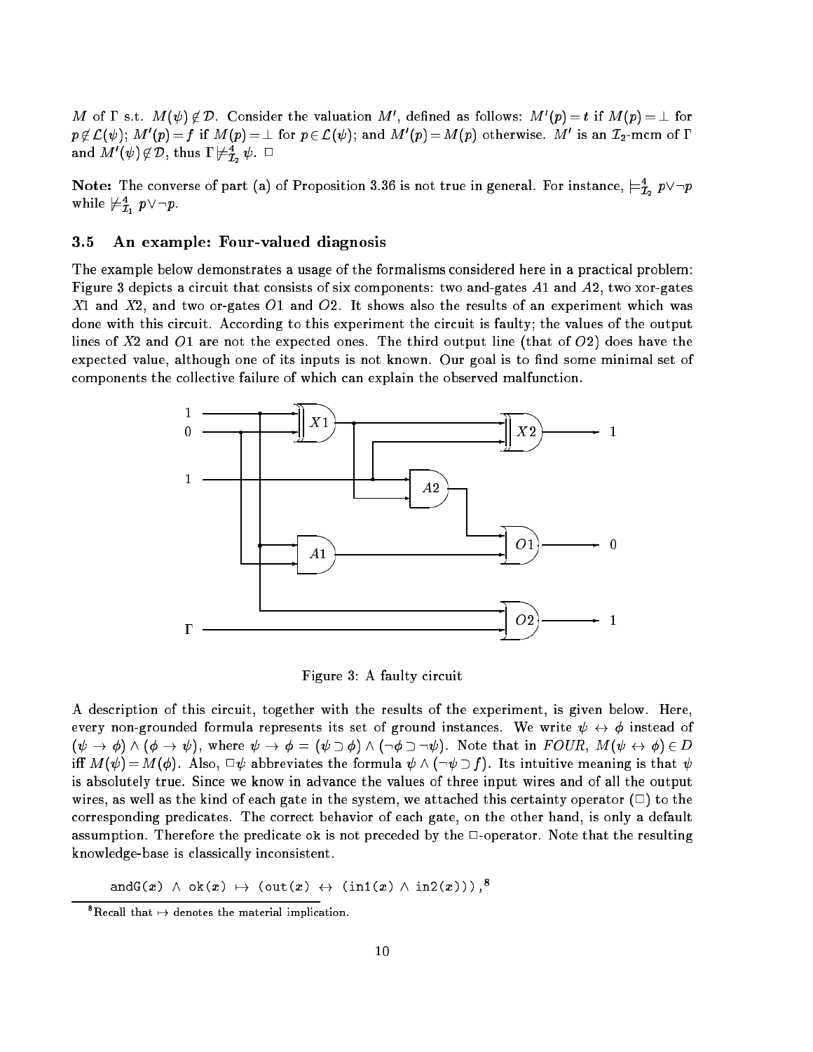$M$ of $\Gamma$ s.t. $M(\psi) \notin \mathcal{D}$. Consider the valuation $M'$, defined as follows: $M'(p) = t$ if $M(p) = \bot$ for $p \notin \mathcal{L}(\psi)$; $M'(p) = f$ if $M(p) = \bot$ for $p \in \mathcal{L}(\psi)$; and $M'(p) = M(p)$ otherwise. $M'$ is an $\mathcal{I}_2$-mcm of $\Gamma$ and $M'(\psi) \notin \mathcal{D}$, thus $\Gamma \not\models^4_{\mathcal{I}_2} \psi$. $\Box$

**Note:** The converse of part (a) of Proposition 3.36 is not true in general. For instance, $\models^4_{\mathcal{I}_2} p \vee \neg p$ while $\not\models^4_{\mathcal{I}_1} p \vee \neg p$.

### 3.5 An example: Four-valued diagnosis

The example below demonstrates a usage of the formalisms considered here in a practical problem: Figure 3 depicts a circuit that consists of six components: two and-gates $A1$ and $A2$, two xor-gates $X1$ and $X2$, and two or-gates $O1$ and $O2$. It shows also the results of an experiment which was done with this circuit. According to this experiment the circuit is faulty; the values of the output lines of $X2$ and $O1$ are not the expected ones. The third output line (that of $O2$) does have the expected value, although one of its inputs is not known. Our goal is to find some minimal set of components the collective failure of which can explain the observed malfunction.

Figure 3: A faulty circuit

A description of this circuit, together with the results of the experiment, is given below. Here, every non-grounded formula represents its set of ground instances. We write $\psi \leftrightarrow \phi$ instead of $(\psi \rightarrow \phi) \wedge (\phi \rightarrow \psi)$, where $\psi \rightarrow \phi = (\psi \supset \phi) \wedge (\neg\phi \supset \neg\psi)$. Note that in *FOUR*, $M(\psi \leftrightarrow \phi) \in D$ iff $M(\psi) = M(\phi)$. Also, $\Box\psi$ abbreviates the formula $\psi \wedge (\neg\psi \supset f)$. Its intuitive meaning is that $\psi$ is absolutely true. Since we know in advance the values of three input wires and of all the output wires, as well as the kind of each gate in the system, we attached this certainty operator ($\Box$) to the corresponding predicates. The correct behavior of each gate, on the other hand, is only a default assumption. Therefore the predicate ok is not preceded by the $\Box$-operator. Note that the resulting knowledge-base is classically inconsistent.

andG($x$) $\wedge$ ok($x$) $\mapsto$ (out($x$) $\leftrightarrow$ (in1($x$) $\wedge$ in2($x$))),[8]

[8] Recall that $\mapsto$ denotes the material implication.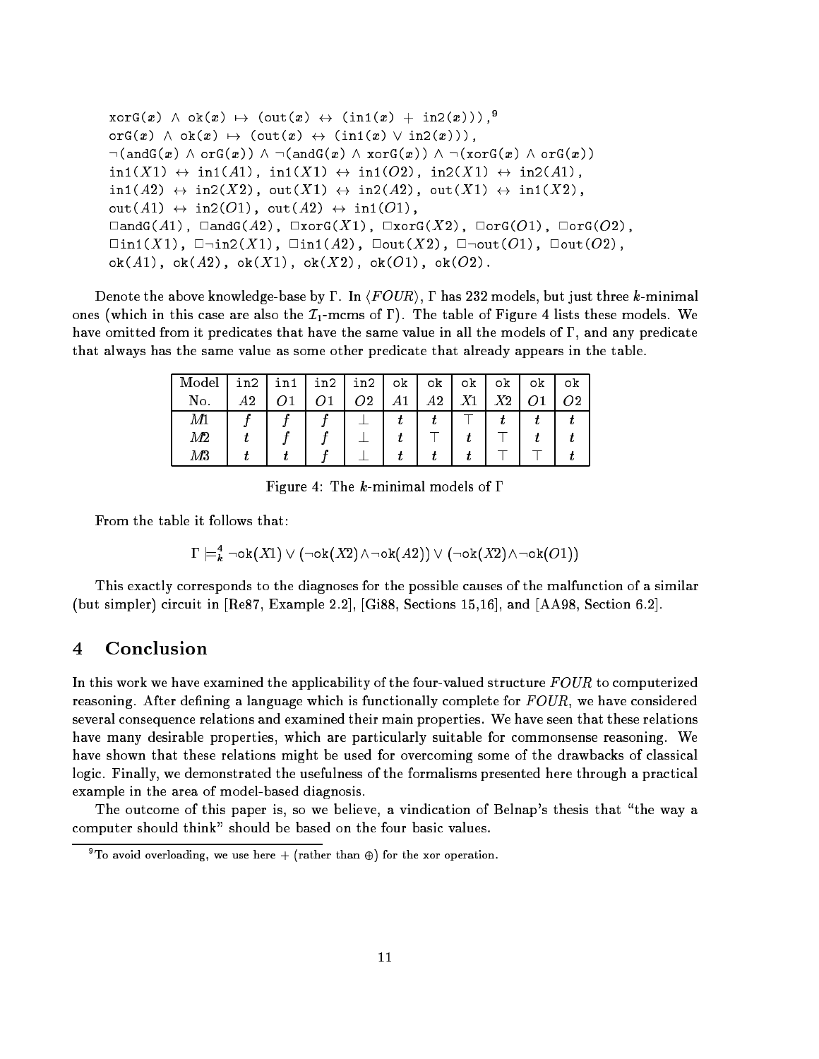$\texttt{xorG}(x) \wedge \texttt{ok}(x) \mapsto (\texttt{out}(x) \leftrightarrow (\texttt{in1}(x) + \texttt{in2}(x)))$,[9]
$\texttt{orG}(x) \wedge \texttt{ok}(x) \mapsto (\texttt{out}(x) \leftrightarrow (\texttt{in1}(x) \vee \texttt{in2}(x)))$,
$\neg(\texttt{andG}(x) \wedge \texttt{orG}(x)) \wedge \neg(\texttt{andG}(x) \wedge \texttt{xorG}(x)) \wedge \neg(\texttt{xorG}(x) \wedge \texttt{orG}(x))$
$\texttt{in1}(X1) \leftrightarrow \texttt{in1}(A1)$, $\texttt{in1}(X1) \leftrightarrow \texttt{in1}(O2)$, $\texttt{in2}(X1) \leftrightarrow \texttt{in2}(A1)$,
$\texttt{in1}(A2) \leftrightarrow \texttt{in2}(X2)$, $\texttt{out}(X1) \leftrightarrow \texttt{in2}(A2)$, $\texttt{out}(X1) \leftrightarrow \texttt{in1}(X2)$,
$\texttt{out}(A1) \leftrightarrow \texttt{in2}(O1)$, $\texttt{out}(A2) \leftrightarrow \texttt{in1}(O1)$,
$\Box\texttt{andG}(A1)$, $\Box\texttt{andG}(A2)$, $\Box\texttt{xorG}(X1)$, $\Box\texttt{xorG}(X2)$, $\Box\texttt{orG}(O1)$, $\Box\texttt{orG}(O2)$,
$\Box\texttt{in1}(X1)$, $\Box\neg\texttt{in2}(X1)$, $\Box\texttt{in1}(A2)$, $\Box\texttt{out}(X2)$, $\Box\neg\texttt{out}(O1)$, $\Box\texttt{out}(O2)$,
$\texttt{ok}(A1)$, $\texttt{ok}(A2)$, $\texttt{ok}(X1)$, $\texttt{ok}(X2)$, $\texttt{ok}(O1)$, $\texttt{ok}(O2)$.

Denote the above knowledge-base by $\Gamma$. In $\langle FOUR \rangle$, $\Gamma$ has 232 models, but just three $k$-minimal ones (which in this case are also the $\mathcal{I}_1$-mcms of $\Gamma$). The table of Figure 4 lists these models. We have omitted from it predicates that have the same value in all the models of $\Gamma$, and any predicate that always has the same value as some other predicate that already appears in the table.

| Model No. | in2 $A2$ | in1 $O1$ | in2 $O1$ | in2 $O2$ | ok $A1$ | ok $A2$ | ok $X1$ | ok $X2$ | ok $O1$ | ok $O2$ |
|---|---|---|---|---|---|---|---|---|---|---|
| $M1$ | $f$ | $f$ | $f$ | $\bot$ | $t$ | $t$ | $\top$ | $t$ | $t$ | $t$ |
| $M2$ | $t$ | $f$ | $f$ | $\bot$ | $t$ | $\top$ | $t$ | $\top$ | $t$ | $t$ |
| $M3$ | $t$ | $t$ | $f$ | $\bot$ | $t$ | $t$ | $t$ | $\top$ | $\top$ | $t$ |

Figure 4: The $k$-minimal models of $\Gamma$

From the table it follows that:

$$\Gamma \models^4_k \neg\texttt{ok}(X1) \vee (\neg\texttt{ok}(X2) \wedge \neg\texttt{ok}(A2)) \vee (\neg\texttt{ok}(X2) \wedge \neg\texttt{ok}(O1))$$

This exactly corresponds to the diagnoses for the possible causes of the malfunction of a similar (but simpler) circuit in [Re87, Example 2.2], [Gi88, Sections 15,16], and [AA98, Section 6.2].

## 4 Conclusion

In this work we have examined the applicability of the four-valued structure $FOUR$ to computerized reasoning. After defining a language which is functionally complete for $FOUR$, we have considered several consequence relations and examined their main properties. We have seen that these relations have many desirable properties, which are particularly suitable for commonsense reasoning. We have shown that these relations might be used for overcoming some of the drawbacks of classical logic. Finally, we demonstrated the usefulness of the formalisms presented here through a practical example in the area of model-based diagnosis.

The outcome of this paper is, so we believe, a vindication of Belnap's thesis that "the way a computer should think" should be based on the four basic values.

[9] To avoid overloading, we use here $+$ (rather than $\oplus$) for the xor operation.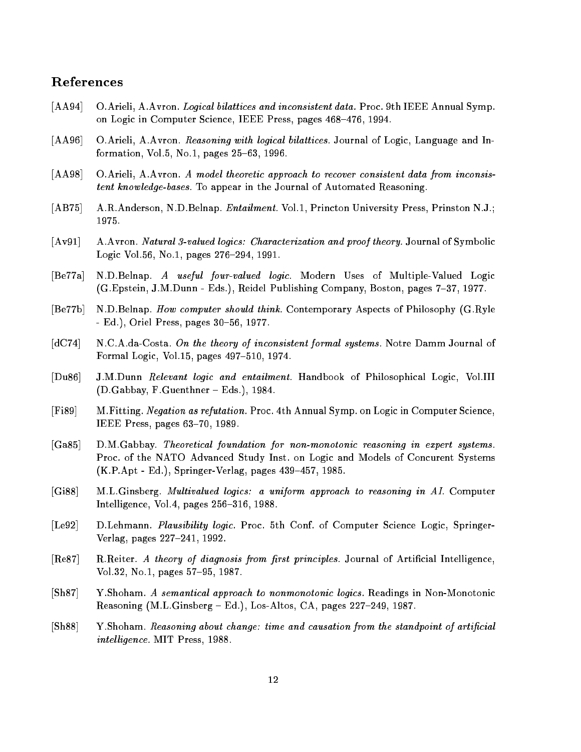## References

[AA94] O.Arieli, A.Avron. *Logical bilattices and inconsistent data.* Proc. 9th IEEE Annual Symp. on Logic in Computer Science, IEEE Press, pages 468–476, 1994.

[AA96] O.Arieli, A.Avron. *Reasoning with logical bilattices.* Journal of Logic, Language and Information, Vol.5, No.1, pages 25–63, 1996.

[AA98] O.Arieli, A.Avron. *A model theoretic approach to recover consistent data from inconsistent knowledge-bases.* To appear in the Journal of Automated Reasoning.

[AB75] A.R.Anderson, N.D.Belnap. *Entailment.* Vol.1, Princton University Press, Prinston N.J.; 1975.

[Av91] A.Avron. *Natural 3-valued logics: Characterization and proof theory.* Journal of Symbolic Logic Vol.56, No.1, pages 276–294, 1991.

[Be77a] N.D.Belnap. *A useful four-valued logic.* Modern Uses of Multiple-Valued Logic (G.Epstein, J.M.Dunn - Eds.), Reidel Publishing Company, Boston, pages 7–37, 1977.

[Be77b] N.D.Belnap. *How computer should think.* Contemporary Aspects of Philosophy (G.Ryle - Ed.), Oriel Press, pages 30–56, 1977.

[dC74] N.C.A.da-Costa. *On the theory of inconsistent formal systems.* Notre Damm Journal of Formal Logic, Vol.15, pages 497–510, 1974.

[Du86] J.M.Dunn *Relevant logic and entailment.* Handbook of Philosophical Logic, Vol.III (D.Gabbay, F.Guenthner – Eds.), 1984.

[Fi89] M.Fitting. *Negation as refutation.* Proc. 4th Annual Symp. on Logic in Computer Science, IEEE Press, pages 63–70, 1989.

[Ga85] D.M.Gabbay. *Theoretical foundation for non-monotonic reasoning in expert systems.* Proc. of the NATO Advanced Study Inst. on Logic and Models of Concurent Systems (K.P.Apt - Ed.), Springer-Verlag, pages 439–457, 1985.

[Gi88] M.L.Ginsberg. *Multivalued logics: a uniform approach to reasoning in AI.* Computer Intelligence, Vol.4, pages 256–316, 1988.

[Le92] D.Lehmann. *Plausibility logic.* Proc. 5th Conf. of Computer Science Logic, Springer-Verlag, pages 227–241, 1992.

[Re87] R.Reiter. *A theory of diagnosis from first principles.* Journal of Artificial Intelligence, Vol.32, No.1, pages 57–95, 1987.

[Sh87] Y.Shoham. *A semantical approach to nonmonotonic logics.* Readings in Non-Monotonic Reasoning (M.L.Ginsberg – Ed.), Los-Altos, CA, pages 227–249, 1987.

[Sh88] Y.Shoham. *Reasoning about change: time and causation from the standpoint of artificial intelligence.* MIT Press, 1988.